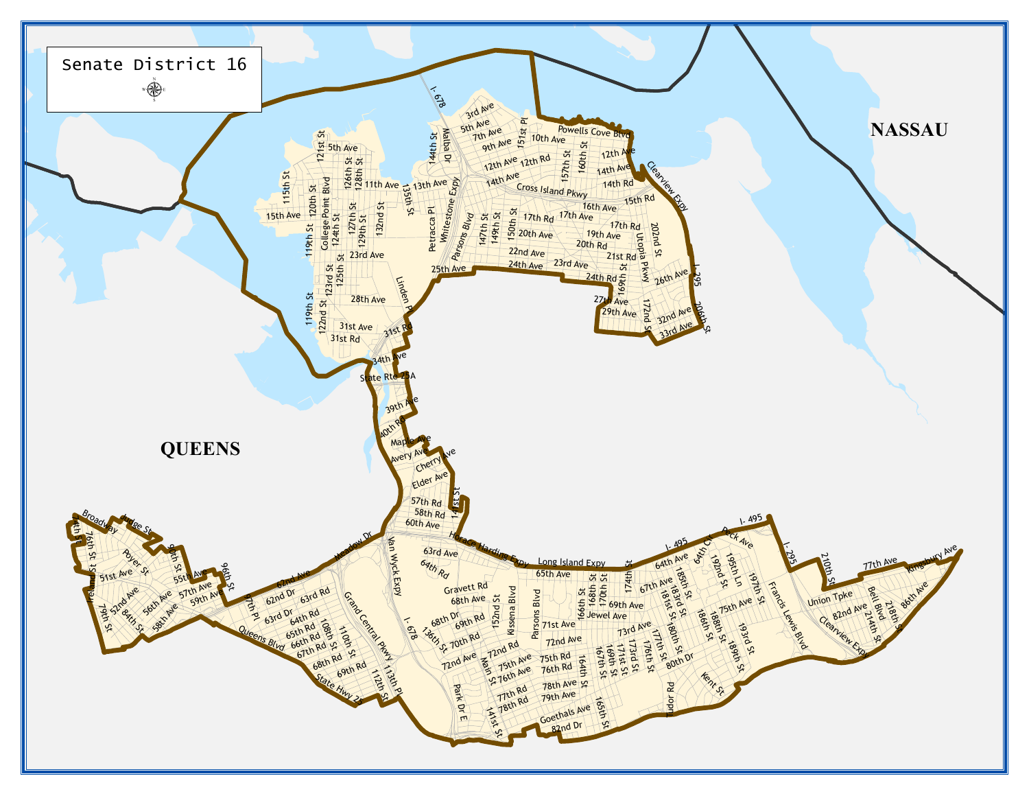# Senate District 16

NASSAU

QUEENS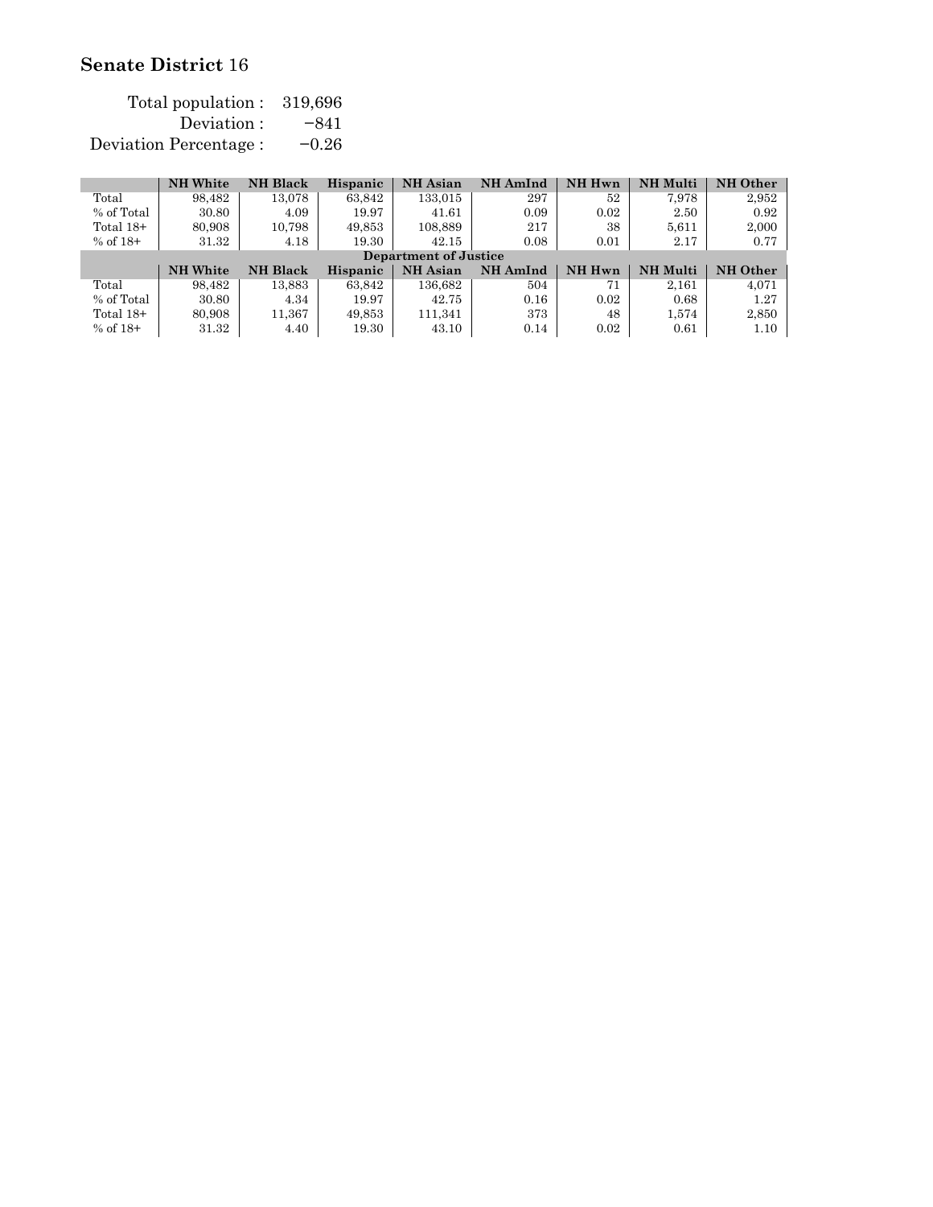**Senate District** 16

Total population : 319,696
Deviation : −841
Deviation Percentage : −0.26

| | NH White | NH Black | Hispanic | NH Asian | NH AmInd | NH Hwn | NH Multi | NH Other |
|---|---|---|---|---|---|---|---|---|
| Total | 98,482 | 13,078 | 63,842 | 133,015 | 297 | 52 | 7,978 | 2,952 |
| % of Total | 30.80 | 4.09 | 19.97 | 41.61 | 0.09 | 0.02 | 2.50 | 0.92 |
| Total 18+ | 80,908 | 10,798 | 49,853 | 108,889 | 217 | 38 | 5,611 | 2,000 |
| % of 18+ | 31.32 | 4.18 | 19.30 | 42.15 | 0.08 | 0.01 | 2.17 | 0.77 |
| **Department of Justice** | | | | | | | | |
| | **NH White** | **NH Black** | **Hispanic** | **NH Asian** | **NH AmInd** | **NH Hwn** | **NH Multi** | **NH Other** |
| Total | 98,482 | 13,883 | 63,842 | 136,682 | 504 | 71 | 2,161 | 4,071 |
| % of Total | 30.80 | 4.34 | 19.97 | 42.75 | 0.16 | 0.02 | 0.68 | 1.27 |
| Total 18+ | 80,908 | 11,367 | 49,853 | 111,341 | 373 | 48 | 1,574 | 2,850 |
| % of 18+ | 31.32 | 4.40 | 19.30 | 43.10 | 0.14 | 0.02 | 0.61 | 1.10 |